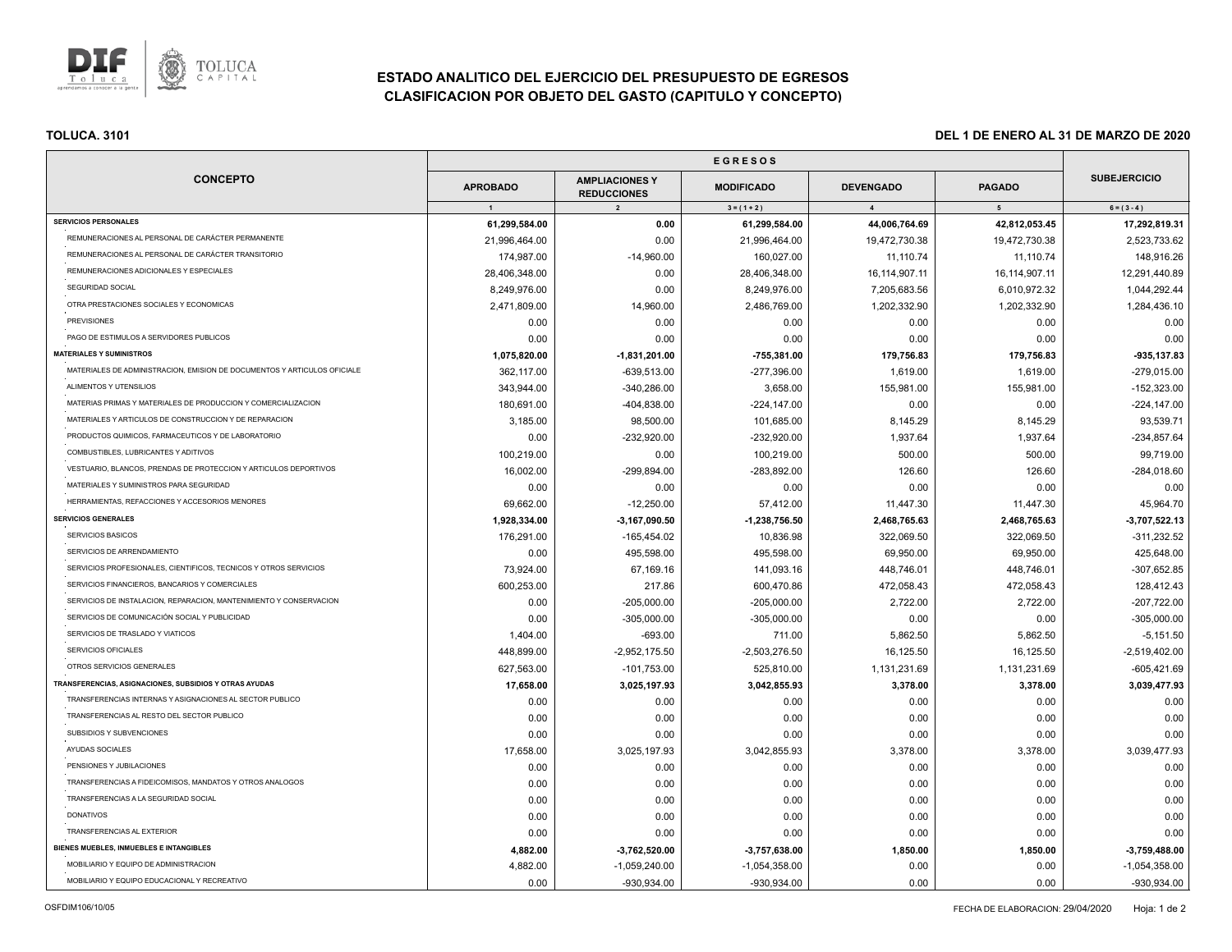# ESTADO ANALITICO DEL EJERCICIO DEL PRESUPUESTO DE EGRESOS
## CLASIFICACION POR OBJETO DEL GASTO (CAPITULO Y CONCEPTO)

**TOLUCA. 3101**

**DEL 1 DE ENERO AL 31 DE MARZO DE 2020**

| CONCEPTO | EGRESOS | | | | | SUBEJERCICIO |
|---|---|---|---|---|---|---|
| | APROBADO | AMPLIACIONES Y REDUCCIONES | MODIFICADO | DEVENGADO | PAGADO | |
| | 1 | 2 | 3 = ( 1 + 2 ) | 4 | 5 | 6 = ( 3 - 4 ) |
| **SERVICIOS PERSONALES** | **61,299,584.00** | **0.00** | **61,299,584.00** | **44,006,764.69** | **42,812,053.45** | **17,292,819.31** |
| REMUNERACIONES AL PERSONAL DE CARÁCTER PERMANENTE | 21,996,464.00 | 0.00 | 21,996,464.00 | 19,472,730.38 | 19,472,730.38 | 2,523,733.62 |
| REMUNERACIONES AL PERSONAL DE CARÁCTER TRANSITORIO | 174,987.00 | -14,960.00 | 160,027.00 | 11,110.74 | 11,110.74 | 148,916.26 |
| REMUNERACIONES ADICIONALES Y ESPECIALES | 28,406,348.00 | 0.00 | 28,406,348.00 | 16,114,907.11 | 16,114,907.11 | 12,291,440.89 |
| SEGURIDAD SOCIAL | 8,249,976.00 | 0.00 | 8,249,976.00 | 7,205,683.56 | 6,010,972.32 | 1,044,292.44 |
| OTRA PRESTACIONES SOCIALES Y ECONOMICAS | 2,471,809.00 | 14,960.00 | 2,486,769.00 | 1,202,332.90 | 1,202,332.90 | 1,284,436.10 |
| PREVISIONES | 0.00 | 0.00 | 0.00 | 0.00 | 0.00 | 0.00 |
| PAGO DE ESTIMULOS A SERVIDORES PUBLICOS | 0.00 | 0.00 | 0.00 | 0.00 | 0.00 | 0.00 |
| **MATERIALES Y SUMINISTROS** | **1,075,820.00** | **-1,831,201.00** | **-755,381.00** | **179,756.83** | **179,756.83** | **-935,137.83** |
| MATERIALES DE ADMINISTRACION, EMISION DE DOCUMENTOS Y ARTICULOS OFICIALE | 362,117.00 | -639,513.00 | -277,396.00 | 1,619.00 | 1,619.00 | -279,015.00 |
| ALIMENTOS Y UTENSILIOS | 343,944.00 | -340,286.00 | 3,658.00 | 155,981.00 | 155,981.00 | -152,323.00 |
| MATERIAS PRIMAS Y MATERIALES DE PRODUCCION Y COMERCIALIZACION | 180,691.00 | -404,838.00 | -224,147.00 | 0.00 | 0.00 | -224,147.00 |
| MATERIALES Y ARTICULOS DE CONSTRUCCION Y DE REPARACION | 3,185.00 | 98,500.00 | 101,685.00 | 8,145.29 | 8,145.29 | 93,539.71 |
| PRODUCTOS QUIMICOS, FARMACEUTICOS Y DE LABORATORIO | 0.00 | -232,920.00 | -232,920.00 | 1,937.64 | 1,937.64 | -234,857.64 |
| COMBUSTIBLES, LUBRICANTES Y ADITIVOS | 100,219.00 | 0.00 | 100,219.00 | 500.00 | 500.00 | 99,719.00 |
| VESTUARIO, BLANCOS, PRENDAS DE PROTECCION Y ARTICULOS DEPORTIVOS | 16,002.00 | -299,894.00 | -283,892.00 | 126.60 | 126.60 | -284,018.60 |
| MATERIALES Y SUMINISTROS PARA SEGURIDAD | 0.00 | 0.00 | 0.00 | 0.00 | 0.00 | 0.00 |
| HERRAMIENTAS, REFACCIONES Y ACCESORIOS MENORES | 69,662.00 | -12,250.00 | 57,412.00 | 11,447.30 | 11,447.30 | 45,964.70 |
| **SERVICIOS GENERALES** | **1,928,334.00** | **-3,167,090.50** | **-1,238,756.50** | **2,468,765.63** | **2,468,765.63** | **-3,707,522.13** |
| SERVICIOS BASICOS | 176,291.00 | -165,454.02 | 10,836.98 | 322,069.50 | 322,069.50 | -311,232.52 |
| SERVICIOS DE ARRENDAMIENTO | 0.00 | 495,598.00 | 495,598.00 | 69,950.00 | 69,950.00 | 425,648.00 |
| SERVICIOS PROFESIONALES, CIENTIFICOS, TECNICOS Y OTROS SERVICIOS | 73,924.00 | 67,169.16 | 141,093.16 | 448,746.01 | 448,746.01 | -307,652.85 |
| SERVICIOS FINANCIEROS, BANCARIOS Y COMERCIALES | 600,253.00 | 217.86 | 600,470.86 | 472,058.43 | 472,058.43 | 128,412.43 |
| SERVICIOS DE INSTALACION, REPARACION, MANTENIMIENTO Y CONSERVACION | 0.00 | -205,000.00 | -205,000.00 | 2,722.00 | 2,722.00 | -207,722.00 |
| SERVICIOS DE COMUNICACIÓN SOCIAL Y PUBLICIDAD | 0.00 | -305,000.00 | -305,000.00 | 0.00 | 0.00 | -305,000.00 |
| SERVICIOS DE TRASLADO Y VIATICOS | 1,404.00 | -693.00 | 711.00 | 5,862.50 | 5,862.50 | -5,151.50 |
| SERVICIOS OFICIALES | 448,899.00 | -2,952,175.50 | -2,503,276.50 | 16,125.50 | 16,125.50 | -2,519,402.00 |
| OTROS SERVICIOS GENERALES | 627,563.00 | -101,753.00 | 525,810.00 | 1,131,231.69 | 1,131,231.69 | -605,421.69 |
| **TRANSFERENCIAS, ASIGNACIONES, SUBSIDIOS Y OTRAS AYUDAS** | **17,658.00** | **3,025,197.93** | **3,042,855.93** | **3,378.00** | **3,378.00** | **3,039,477.93** |
| TRANSFERENCIAS INTERNAS Y ASIGNACIONES AL SECTOR PUBLICO | 0.00 | 0.00 | 0.00 | 0.00 | 0.00 | 0.00 |
| TRANSFERENCIAS AL RESTO DEL SECTOR PUBLICO | 0.00 | 0.00 | 0.00 | 0.00 | 0.00 | 0.00 |
| SUBSIDIOS Y SUBVENCIONES | 0.00 | 0.00 | 0.00 | 0.00 | 0.00 | 0.00 |
| AYUDAS SOCIALES | 17,658.00 | 3,025,197.93 | 3,042,855.93 | 3,378.00 | 3,378.00 | 3,039,477.93 |
| PENSIONES Y JUBILACIONES | 0.00 | 0.00 | 0.00 | 0.00 | 0.00 | 0.00 |
| TRANSFERENCIAS A FIDEICOMISOS, MANDATOS Y OTROS ANALOGOS | 0.00 | 0.00 | 0.00 | 0.00 | 0.00 | 0.00 |
| TRANSFERENCIAS A LA SEGURIDAD SOCIAL | 0.00 | 0.00 | 0.00 | 0.00 | 0.00 | 0.00 |
| DONATIVOS | 0.00 | 0.00 | 0.00 | 0.00 | 0.00 | 0.00 |
| TRANSFERENCIAS AL EXTERIOR | 0.00 | 0.00 | 0.00 | 0.00 | 0.00 | 0.00 |
| **BIENES MUEBLES, INMUEBLES E INTANGIBLES** | **4,882.00** | **-3,762,520.00** | **-3,757,638.00** | **1,850.00** | **1,850.00** | **-3,759,488.00** |
| MOBILIARIO Y EQUIPO DE ADMINISTRACION | 4,882.00 | -1,059,240.00 | -1,054,358.00 | 0.00 | 0.00 | -1,054,358.00 |
| MOBILIARIO Y EQUIPO EDUCACIONAL Y RECREATIVO | 0.00 | -930,934.00 | -930,934.00 | 0.00 | 0.00 | -930,934.00 |

OSFDIM106/10/05

FECHA DE ELABORACION: 29/04/2020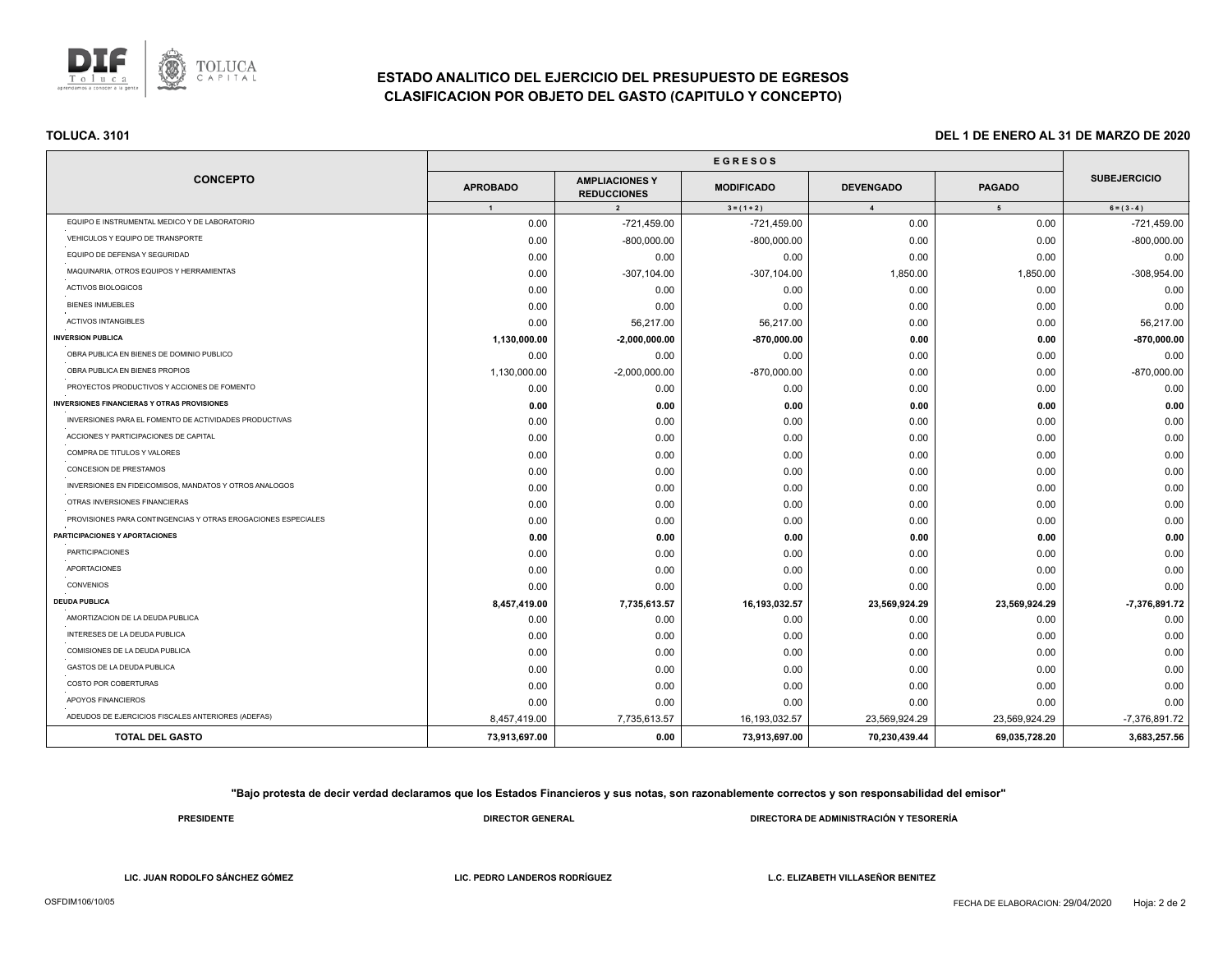# ESTADO ANALITICO DEL EJERCICIO DEL PRESUPUESTO DE EGRESOS
## CLASIFICACION POR OBJETO DEL GASTO (CAPITULO Y CONCEPTO)

**TOLUCA. 3101** — **DEL 1 DE ENERO AL 31 DE MARZO DE 2020**

| CONCEPTO | EGRESOS | | | | | SUBEJERCICIO |
|---|---|---|---|---|---|---|
| | APROBADO | AMPLIACIONES Y REDUCCIONES | MODIFICADO | DEVENGADO | PAGADO | |
| | 1 | 2 | 3 = ( 1 + 2 ) | 4 | 5 | 6 = ( 3 - 4 ) |
| EQUIPO E INSTRUMENTAL MEDICO Y DE LABORATORIO | 0.00 | -721,459.00 | -721,459.00 | 0.00 | 0.00 | -721,459.00 |
| VEHICULOS Y EQUIPO DE TRANSPORTE | 0.00 | -800,000.00 | -800,000.00 | 0.00 | 0.00 | -800,000.00 |
| EQUIPO DE DEFENSA Y SEGURIDAD | 0.00 | 0.00 | 0.00 | 0.00 | 0.00 | 0.00 |
| MAQUINARIA, OTROS EQUIPOS Y HERRAMIENTAS | 0.00 | -307,104.00 | -307,104.00 | 1,850.00 | 1,850.00 | -308,954.00 |
| ACTIVOS BIOLOGICOS | 0.00 | 0.00 | 0.00 | 0.00 | 0.00 | 0.00 |
| BIENES INMUEBLES | 0.00 | 0.00 | 0.00 | 0.00 | 0.00 | 0.00 |
| ACTIVOS INTANGIBLES | 0.00 | 56,217.00 | 56,217.00 | 0.00 | 0.00 | 56,217.00 |
| **INVERSION PUBLICA** | **1,130,000.00** | **-2,000,000.00** | **-870,000.00** | **0.00** | **0.00** | **-870,000.00** |
| OBRA PUBLICA EN BIENES DE DOMINIO PUBLICO | 0.00 | 0.00 | 0.00 | 0.00 | 0.00 | 0.00 |
| OBRA PUBLICA EN BIENES PROPIOS | 1,130,000.00 | -2,000,000.00 | -870,000.00 | 0.00 | 0.00 | -870,000.00 |
| PROYECTOS PRODUCTIVOS Y ACCIONES DE FOMENTO | 0.00 | 0.00 | 0.00 | 0.00 | 0.00 | 0.00 |
| **INVERSIONES FINANCIERAS Y OTRAS PROVISIONES** | **0.00** | **0.00** | **0.00** | **0.00** | **0.00** | **0.00** |
| INVERSIONES PARA EL FOMENTO DE ACTIVIDADES PRODUCTIVAS | 0.00 | 0.00 | 0.00 | 0.00 | 0.00 | 0.00 |
| ACCIONES Y PARTICIPACIONES DE CAPITAL | 0.00 | 0.00 | 0.00 | 0.00 | 0.00 | 0.00 |
| COMPRA DE TITULOS Y VALORES | 0.00 | 0.00 | 0.00 | 0.00 | 0.00 | 0.00 |
| CONCESION DE PRESTAMOS | 0.00 | 0.00 | 0.00 | 0.00 | 0.00 | 0.00 |
| INVERSIONES EN FIDEICOMISOS, MANDATOS Y OTROS ANALOGOS | 0.00 | 0.00 | 0.00 | 0.00 | 0.00 | 0.00 |
| OTRAS INVERSIONES FINANCIERAS | 0.00 | 0.00 | 0.00 | 0.00 | 0.00 | 0.00 |
| PROVISIONES PARA CONTINGENCIAS Y OTRAS EROGACIONES ESPECIALES | 0.00 | 0.00 | 0.00 | 0.00 | 0.00 | 0.00 |
| **PARTICIPACIONES Y APORTACIONES** | **0.00** | **0.00** | **0.00** | **0.00** | **0.00** | **0.00** |
| PARTICIPACIONES | 0.00 | 0.00 | 0.00 | 0.00 | 0.00 | 0.00 |
| APORTACIONES | 0.00 | 0.00 | 0.00 | 0.00 | 0.00 | 0.00 |
| CONVENIOS | 0.00 | 0.00 | 0.00 | 0.00 | 0.00 | 0.00 |
| **DEUDA PUBLICA** | **8,457,419.00** | **7,735,613.57** | **16,193,032.57** | **23,569,924.29** | **23,569,924.29** | **-7,376,891.72** |
| AMORTIZACION DE LA DEUDA PUBLICA | 0.00 | 0.00 | 0.00 | 0.00 | 0.00 | 0.00 |
| INTERESES DE LA DEUDA PUBLICA | 0.00 | 0.00 | 0.00 | 0.00 | 0.00 | 0.00 |
| COMISIONES DE LA DEUDA PUBLICA | 0.00 | 0.00 | 0.00 | 0.00 | 0.00 | 0.00 |
| GASTOS DE LA DEUDA PUBLICA | 0.00 | 0.00 | 0.00 | 0.00 | 0.00 | 0.00 |
| COSTO POR COBERTURAS | 0.00 | 0.00 | 0.00 | 0.00 | 0.00 | 0.00 |
| APOYOS FINANCIEROS | 0.00 | 0.00 | 0.00 | 0.00 | 0.00 | 0.00 |
| ADEUDOS DE EJERCICIOS FISCALES ANTERIORES (ADEFAS) | 8,457,419.00 | 7,735,613.57 | 16,193,032.57 | 23,569,924.29 | 23,569,924.29 | -7,376,891.72 |
| **TOTAL DEL GASTO** | **73,913,697.00** | **0.00** | **73,913,697.00** | **70,230,439.44** | **69,035,728.20** | **3,683,257.56** |

**"Bajo protesta de decir verdad declaramos que los Estados Financieros y sus notas, son razonablemente correctos y son responsabilidad del emisor"**

| PRESIDENTE | DIRECTOR GENERAL | DIRECTORA DE ADMINISTRACIÓN Y TESORERÍA |
|---|---|---|
| LIC. JUAN RODOLFO SÁNCHEZ GÓMEZ | LIC. PEDRO LANDEROS RODRÍGUEZ | L.C. ELIZABETH VILLASEÑOR BENITEZ |

OSFDIM106/10/05

FECHA DE ELABORACION: 29/04/2020